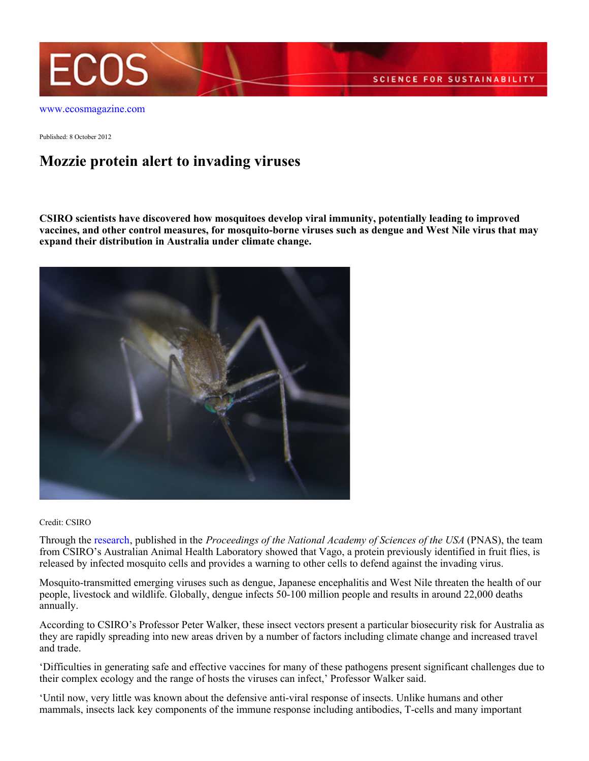www.ecosmagazine.com

Published: 8 October 2012

# Mozzie protein alert to invading viruses

**CSIRO scientists have discovered how mosquitoes develop viral immunity, potentially leading to improved vaccines, and other control measures, for mosquito-borne viruses such as dengue and West Nile virus that may expand their distribution in Australia under climate change.**

Credit: CSIRO

Through the research, published in the *Proceedings of the National Academy of Sciences of the USA* (PNAS), the team from CSIRO's Australian Animal Health Laboratory showed that Vago, a protein previously identified in fruit flies, is released by infected mosquito cells and provides a warning to other cells to defend against the invading virus.

Mosquito-transmitted emerging viruses such as dengue, Japanese encephalitis and West Nile threaten the health of our people, livestock and wildlife. Globally, dengue infects 50-100 million people and results in around 22,000 deaths annually.

According to CSIRO's Professor Peter Walker, these insect vectors present a particular biosecurity risk for Australia as they are rapidly spreading into new areas driven by a number of factors including climate change and increased travel and trade.

'Difficulties in generating safe and effective vaccines for many of these pathogens present significant challenges due to their complex ecology and the range of hosts the viruses can infect,' Professor Walker said.

'Until now, very little was known about the defensive anti-viral response of insects. Unlike humans and other mammals, insects lack key components of the immune response including antibodies, T-cells and many important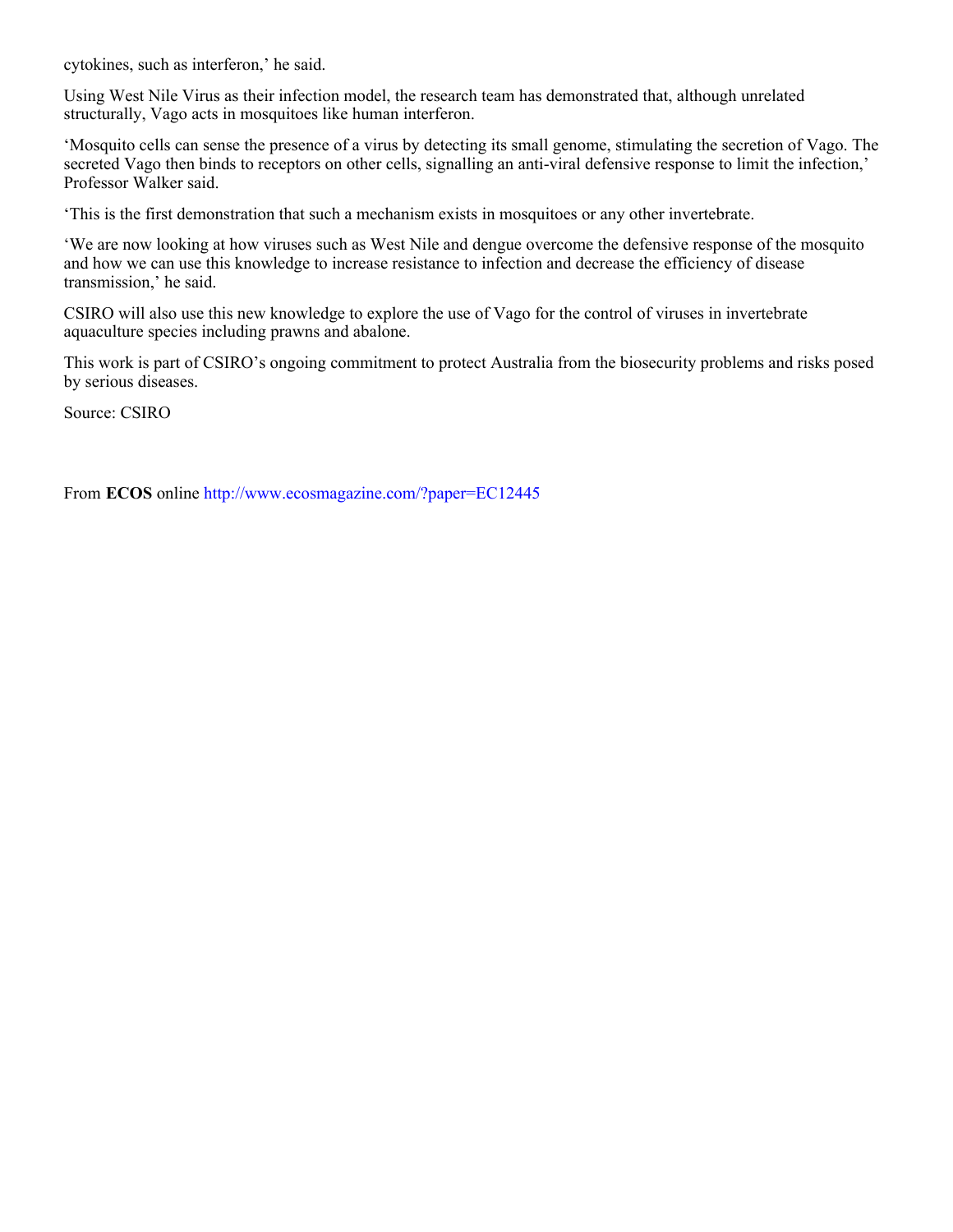cytokines, such as interferon,' he said.

Using West Nile Virus as their infection model, the research team has demonstrated that, although unrelated structurally, Vago acts in mosquitoes like human interferon.

'Mosquito cells can sense the presence of a virus by detecting its small genome, stimulating the secretion of Vago. The secreted Vago then binds to receptors on other cells, signalling an anti-viral defensive response to limit the infection,' Professor Walker said.

'This is the first demonstration that such a mechanism exists in mosquitoes or any other invertebrate.

'We are now looking at how viruses such as West Nile and dengue overcome the defensive response of the mosquito and how we can use this knowledge to increase resistance to infection and decrease the efficiency of disease transmission,' he said.

CSIRO will also use this new knowledge to explore the use of Vago for the control of viruses in invertebrate aquaculture species including prawns and abalone.

This work is part of CSIRO's ongoing commitment to protect Australia from the biosecurity problems and risks posed by serious diseases.

Source: CSIRO

From **ECOS** online http://www.ecosmagazine.com/?paper=EC12445